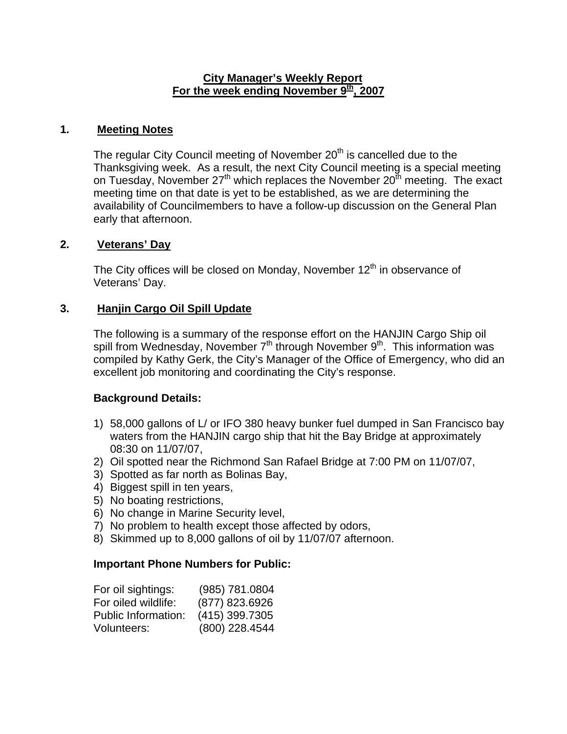# City Manager's Weekly Report
## For the week ending November 9th, 2007

## 1. Meeting Notes

The regular City Council meeting of November 20th is cancelled due to the Thanksgiving week. As a result, the next City Council meeting is a special meeting on Tuesday, November 27th which replaces the November 20th meeting. The exact meeting time on that date is yet to be established, as we are determining the availability of Councilmembers to have a follow-up discussion on the General Plan early that afternoon.

## 2. Veterans' Day

The City offices will be closed on Monday, November 12th in observance of Veterans' Day.

## 3. Hanjin Cargo Oil Spill Update

The following is a summary of the response effort on the HANJIN Cargo Ship oil spill from Wednesday, November 7th through November 9th. This information was compiled by Kathy Gerk, the City's Manager of the Office of Emergency, who did an excellent job monitoring and coordinating the City's response.

**Background Details:**

1) 58,000 gallons of L/ or IFO 380 heavy bunker fuel dumped in San Francisco bay waters from the HANJIN cargo ship that hit the Bay Bridge at approximately 08:30 on 11/07/07,
2) Oil spotted near the Richmond San Rafael Bridge at 7:00 PM on 11/07/07,
3) Spotted as far north as Bolinas Bay,
4) Biggest spill in ten years,
5) No boating restrictions,
6) No change in Marine Security level,
7) No problem to health except those affected by odors,
8) Skimmed up to 8,000 gallons of oil by 11/07/07 afternoon.

**Important Phone Numbers for Public:**

| | |
|---|---|
| For oil sightings: | (985) 781.0804 |
| For oiled wildlife: | (877) 823.6926 |
| Public Information: | (415) 399.7305 |
| Volunteers: | (800) 228.4544 |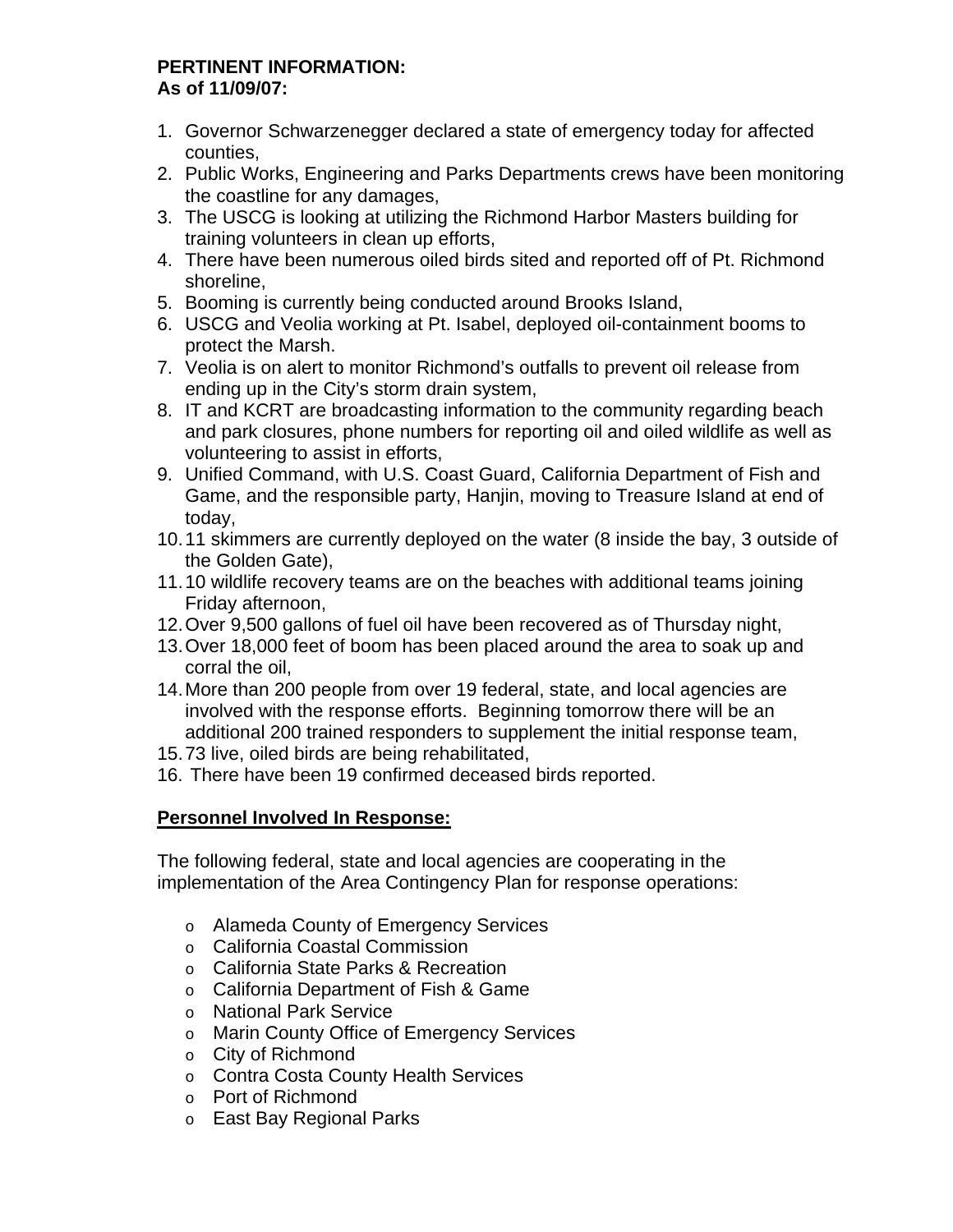**PERTINENT INFORMATION:**
**As of 11/09/07:**

1. Governor Schwarzenegger declared a state of emergency today for affected counties,
2. Public Works, Engineering and Parks Departments crews have been monitoring the coastline for any damages,
3. The USCG is looking at utilizing the Richmond Harbor Masters building for training volunteers in clean up efforts,
4. There have been numerous oiled birds sited and reported off of Pt. Richmond shoreline,
5. Booming is currently being conducted around Brooks Island,
6. USCG and Veolia working at Pt. Isabel, deployed oil-containment booms to protect the Marsh.
7. Veolia is on alert to monitor Richmond's outfalls to prevent oil release from ending up in the City's storm drain system,
8. IT and KCRT are broadcasting information to the community regarding beach and park closures, phone numbers for reporting oil and oiled wildlife as well as volunteering to assist in efforts,
9. Unified Command, with U.S. Coast Guard, California Department of Fish and Game, and the responsible party, Hanjin, moving to Treasure Island at end of today,
10. 11 skimmers are currently deployed on the water (8 inside the bay, 3 outside of the Golden Gate),
11. 10 wildlife recovery teams are on the beaches with additional teams joining Friday afternoon,
12. Over 9,500 gallons of fuel oil have been recovered as of Thursday night,
13. Over 18,000 feet of boom has been placed around the area to soak up and corral the oil,
14. More than 200 people from over 19 federal, state, and local agencies are involved with the response efforts. Beginning tomorrow there will be an additional 200 trained responders to supplement the initial response team,
15. 73 live, oiled birds are being rehabilitated,
16. There have been 19 confirmed deceased birds reported.

**Personnel Involved In Response:**

The following federal, state and local agencies are cooperating in the implementation of the Area Contingency Plan for response operations:

- Alameda County of Emergency Services
- California Coastal Commission
- California State Parks & Recreation
- California Department of Fish & Game
- National Park Service
- Marin County Office of Emergency Services
- City of Richmond
- Contra Costa County Health Services
- Port of Richmond
- East Bay Regional Parks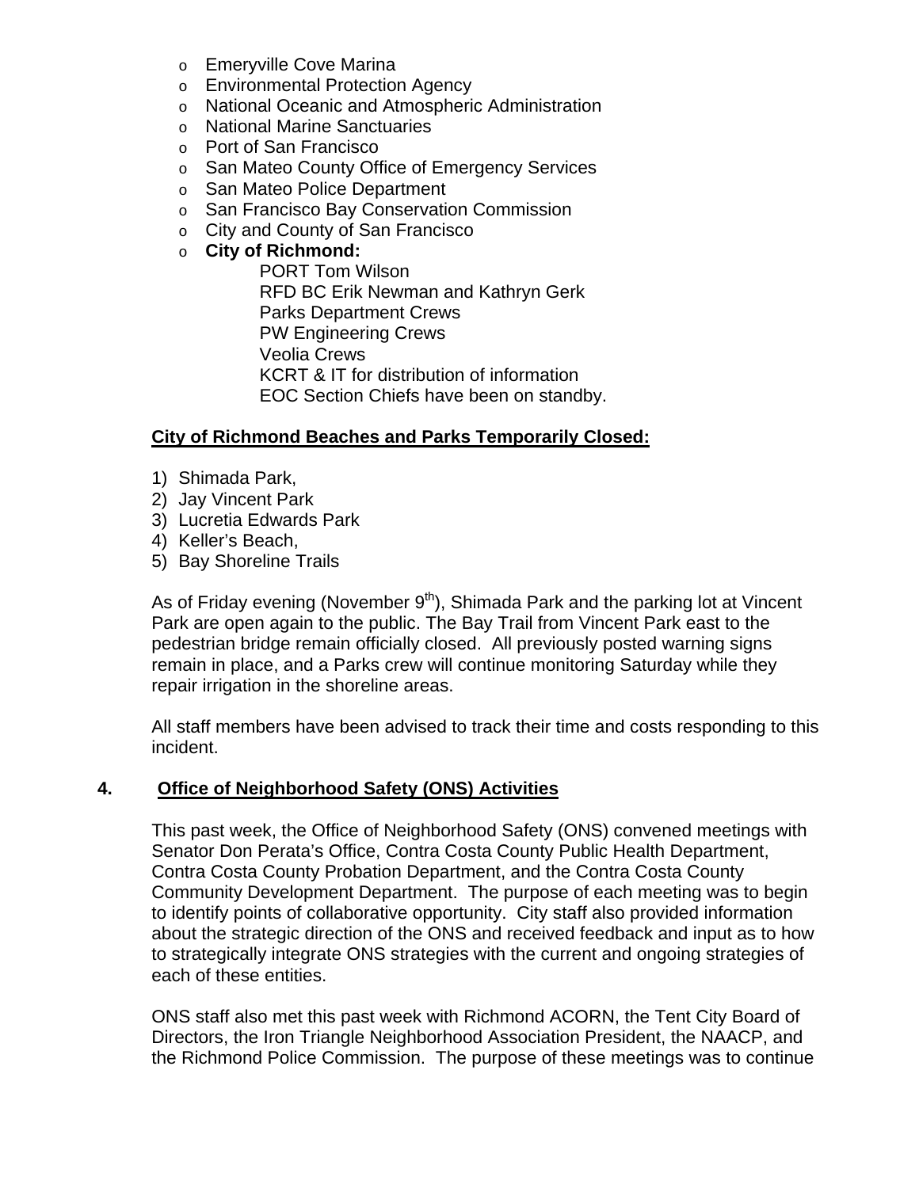- Emeryville Cove Marina
- Environmental Protection Agency
- National Oceanic and Atmospheric Administration
- National Marine Sanctuaries
- Port of San Francisco
- San Mateo County Office of Emergency Services
- San Mateo Police Department
- San Francisco Bay Conservation Commission
- City and County of San Francisco
- **City of Richmond:**
  - PORT Tom Wilson
  - RFD BC Erik Newman and Kathryn Gerk
  - Parks Department Crews
  - PW Engineering Crews
  - Veolia Crews
  - KCRT & IT for distribution of information
  - EOC Section Chiefs have been on standby.

**City of Richmond Beaches and Parks Temporarily Closed:**

1) Shimada Park,
2) Jay Vincent Park
3) Lucretia Edwards Park
4) Keller's Beach,
5) Bay Shoreline Trails

As of Friday evening (November 9th), Shimada Park and the parking lot at Vincent Park are open again to the public. The Bay Trail from Vincent Park east to the pedestrian bridge remain officially closed. All previously posted warning signs remain in place, and a Parks crew will continue monitoring Saturday while they repair irrigation in the shoreline areas.

All staff members have been advised to track their time and costs responding to this incident.

## 4. Office of Neighborhood Safety (ONS) Activities

This past week, the Office of Neighborhood Safety (ONS) convened meetings with Senator Don Perata's Office, Contra Costa County Public Health Department, Contra Costa County Probation Department, and the Contra Costa County Community Development Department. The purpose of each meeting was to begin to identify points of collaborative opportunity. City staff also provided information about the strategic direction of the ONS and received feedback and input as to how to strategically integrate ONS strategies with the current and ongoing strategies of each of these entities.

ONS staff also met this past week with Richmond ACORN, the Tent City Board of Directors, the Iron Triangle Neighborhood Association President, the NAACP, and the Richmond Police Commission. The purpose of these meetings was to continue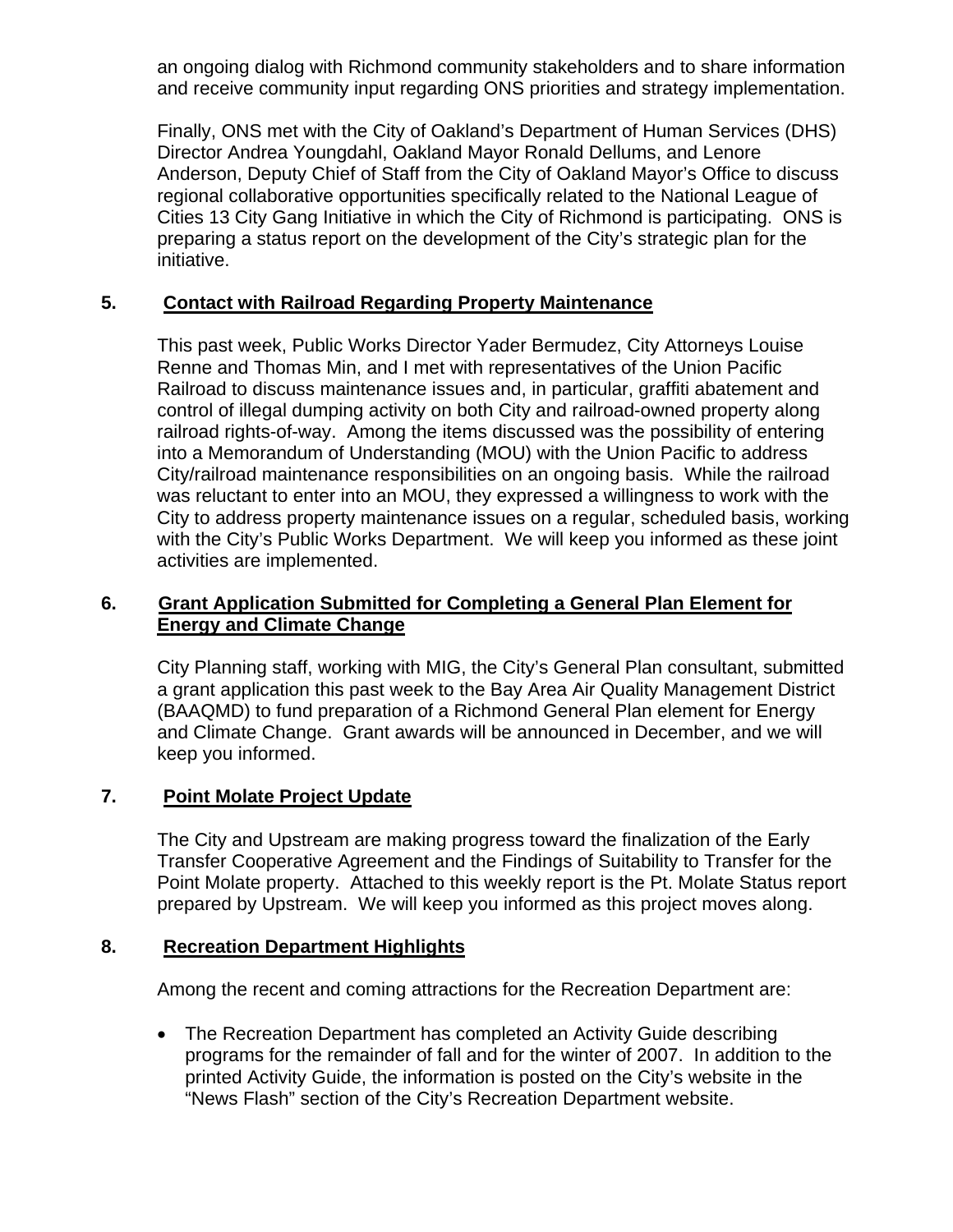an ongoing dialog with Richmond community stakeholders and to share information and receive community input regarding ONS priorities and strategy implementation.

Finally, ONS met with the City of Oakland's Department of Human Services (DHS) Director Andrea Youngdahl, Oakland Mayor Ronald Dellums, and Lenore Anderson, Deputy Chief of Staff from the City of Oakland Mayor's Office to discuss regional collaborative opportunities specifically related to the National League of Cities 13 City Gang Initiative in which the City of Richmond is participating. ONS is preparing a status report on the development of the City's strategic plan for the initiative.

## 5. Contact with Railroad Regarding Property Maintenance

This past week, Public Works Director Yader Bermudez, City Attorneys Louise Renne and Thomas Min, and I met with representatives of the Union Pacific Railroad to discuss maintenance issues and, in particular, graffiti abatement and control of illegal dumping activity on both City and railroad-owned property along railroad rights-of-way. Among the items discussed was the possibility of entering into a Memorandum of Understanding (MOU) with the Union Pacific to address City/railroad maintenance responsibilities on an ongoing basis. While the railroad was reluctant to enter into an MOU, they expressed a willingness to work with the City to address property maintenance issues on a regular, scheduled basis, working with the City's Public Works Department. We will keep you informed as these joint activities are implemented.

## 6. Grant Application Submitted for Completing a General Plan Element for Energy and Climate Change

City Planning staff, working with MIG, the City's General Plan consultant, submitted a grant application this past week to the Bay Area Air Quality Management District (BAAQMD) to fund preparation of a Richmond General Plan element for Energy and Climate Change. Grant awards will be announced in December, and we will keep you informed.

## 7. Point Molate Project Update

The City and Upstream are making progress toward the finalization of the Early Transfer Cooperative Agreement and the Findings of Suitability to Transfer for the Point Molate property. Attached to this weekly report is the Pt. Molate Status report prepared by Upstream. We will keep you informed as this project moves along.

## 8. Recreation Department Highlights

Among the recent and coming attractions for the Recreation Department are:

- The Recreation Department has completed an Activity Guide describing programs for the remainder of fall and for the winter of 2007. In addition to the printed Activity Guide, the information is posted on the City's website in the "News Flash" section of the City's Recreation Department website.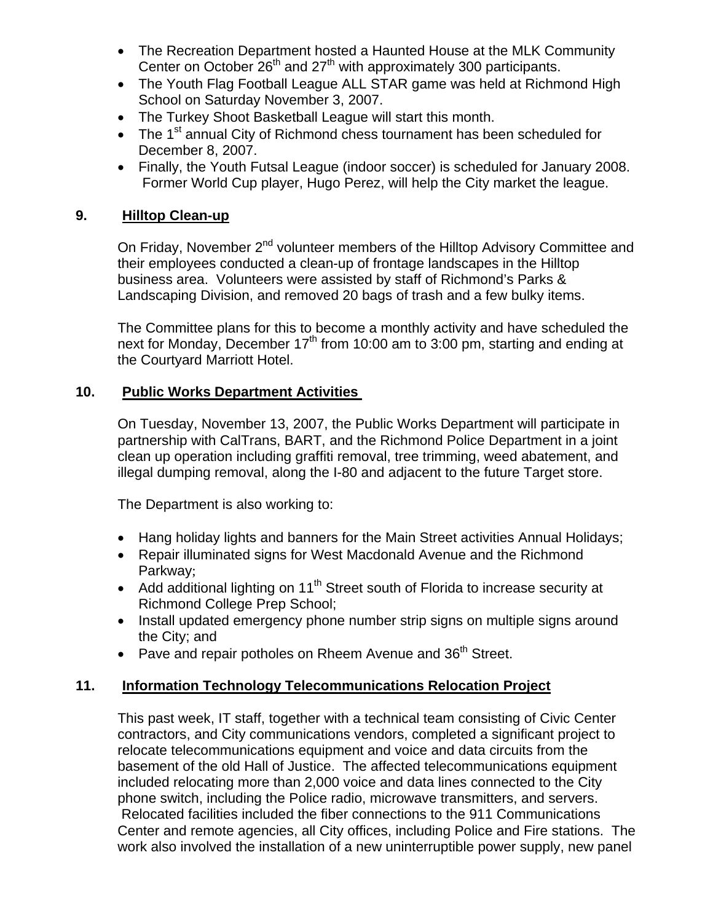- The Recreation Department hosted a Haunted House at the MLK Community Center on October 26th and 27th with approximately 300 participants.
- The Youth Flag Football League ALL STAR game was held at Richmond High School on Saturday November 3, 2007.
- The Turkey Shoot Basketball League will start this month.
- The 1st annual City of Richmond chess tournament has been scheduled for December 8, 2007.
- Finally, the Youth Futsal League (indoor soccer) is scheduled for January 2008. Former World Cup player, Hugo Perez, will help the City market the league.

## 9. Hilltop Clean-up

On Friday, November 2nd volunteer members of the Hilltop Advisory Committee and their employees conducted a clean-up of frontage landscapes in the Hilltop business area. Volunteers were assisted by staff of Richmond's Parks & Landscaping Division, and removed 20 bags of trash and a few bulky items.

The Committee plans for this to become a monthly activity and have scheduled the next for Monday, December 17th from 10:00 am to 3:00 pm, starting and ending at the Courtyard Marriott Hotel.

## 10. Public Works Department Activities

On Tuesday, November 13, 2007, the Public Works Department will participate in partnership with CalTrans, BART, and the Richmond Police Department in a joint clean up operation including graffiti removal, tree trimming, weed abatement, and illegal dumping removal, along the I-80 and adjacent to the future Target store.

The Department is also working to:

- Hang holiday lights and banners for the Main Street activities Annual Holidays;
- Repair illuminated signs for West Macdonald Avenue and the Richmond Parkway;
- Add additional lighting on 11th Street south of Florida to increase security at Richmond College Prep School;
- Install updated emergency phone number strip signs on multiple signs around the City; and
- Pave and repair potholes on Rheem Avenue and 36th Street.

## 11. Information Technology Telecommunications Relocation Project

This past week, IT staff, together with a technical team consisting of Civic Center contractors, and City communications vendors, completed a significant project to relocate telecommunications equipment and voice and data circuits from the basement of the old Hall of Justice. The affected telecommunications equipment included relocating more than 2,000 voice and data lines connected to the City phone switch, including the Police radio, microwave transmitters, and servers. Relocated facilities included the fiber connections to the 911 Communications Center and remote agencies, all City offices, including Police and Fire stations. The work also involved the installation of a new uninterruptible power supply, new panel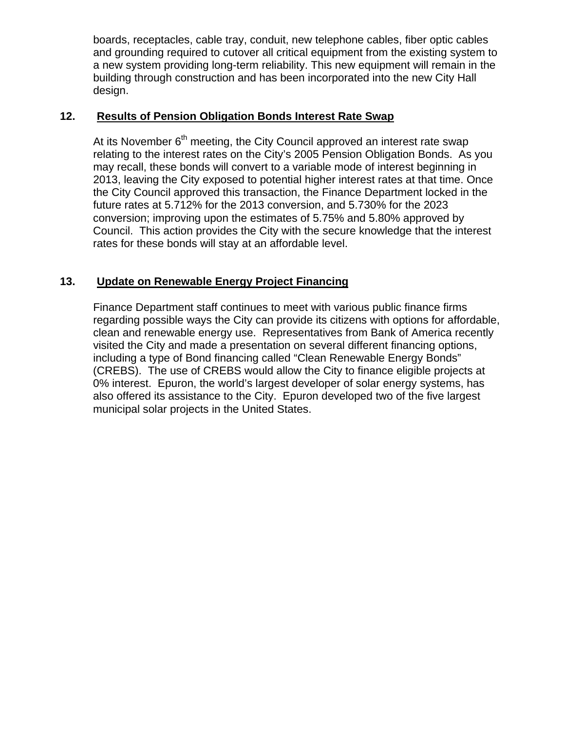boards, receptacles, cable tray, conduit, new telephone cables, fiber optic cables and grounding required to cutover all critical equipment from the existing system to a new system providing long-term reliability. This new equipment will remain in the building through construction and has been incorporated into the new City Hall design.

**12. Results of Pension Obligation Bonds Interest Rate Swap**

At its November 6th meeting, the City Council approved an interest rate swap relating to the interest rates on the City's 2005 Pension Obligation Bonds. As you may recall, these bonds will convert to a variable mode of interest beginning in 2013, leaving the City exposed to potential higher interest rates at that time. Once the City Council approved this transaction, the Finance Department locked in the future rates at 5.712% for the 2013 conversion, and 5.730% for the 2023 conversion; improving upon the estimates of 5.75% and 5.80% approved by Council. This action provides the City with the secure knowledge that the interest rates for these bonds will stay at an affordable level.

**13. Update on Renewable Energy Project Financing**

Finance Department staff continues to meet with various public finance firms regarding possible ways the City can provide its citizens with options for affordable, clean and renewable energy use. Representatives from Bank of America recently visited the City and made a presentation on several different financing options, including a type of Bond financing called "Clean Renewable Energy Bonds" (CREBS). The use of CREBS would allow the City to finance eligible projects at 0% interest. Epuron, the world's largest developer of solar energy systems, has also offered its assistance to the City. Epuron developed two of the five largest municipal solar projects in the United States.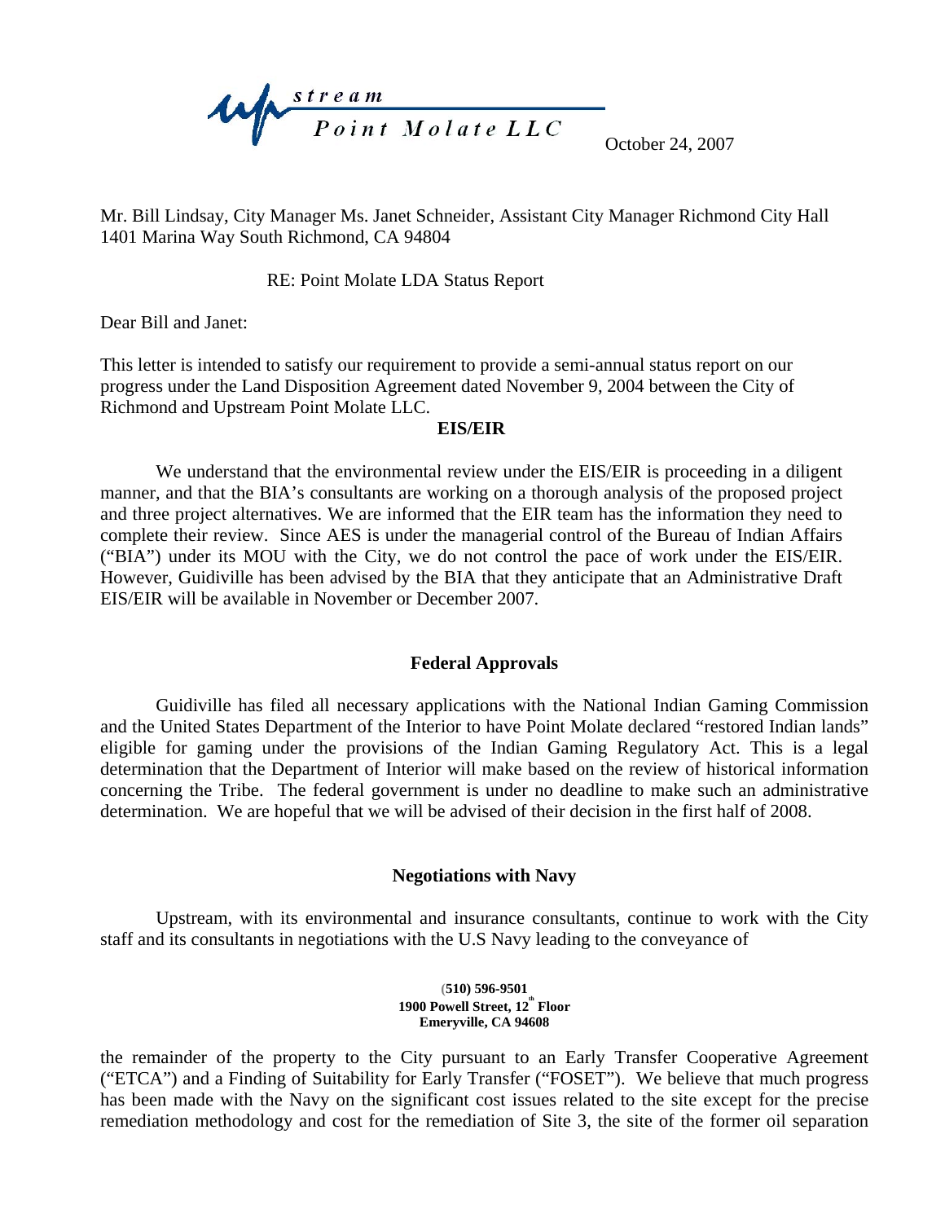upstream Point Molate LLC

October 24, 2007

Mr. Bill Lindsay, City Manager Ms. Janet Schneider, Assistant City Manager Richmond City Hall 1401 Marina Way South Richmond, CA 94804

RE: Point Molate LDA Status Report

Dear Bill and Janet:

This letter is intended to satisfy our requirement to provide a semi-annual status report on our progress under the Land Disposition Agreement dated November 9, 2004 between the City of Richmond and Upstream Point Molate LLC.

**EIS/EIR**

We understand that the environmental review under the EIS/EIR is proceeding in a diligent manner, and that the BIA's consultants are working on a thorough analysis of the proposed project and three project alternatives. We are informed that the EIR team has the information they need to complete their review. Since AES is under the managerial control of the Bureau of Indian Affairs ("BIA") under its MOU with the City, we do not control the pace of work under the EIS/EIR. However, Guidiville has been advised by the BIA that they anticipate that an Administrative Draft EIS/EIR will be available in November or December 2007.

**Federal Approvals**

Guidiville has filed all necessary applications with the National Indian Gaming Commission and the United States Department of the Interior to have Point Molate declared "restored Indian lands" eligible for gaming under the provisions of the Indian Gaming Regulatory Act. This is a legal determination that the Department of Interior will make based on the review of historical information concerning the Tribe. The federal government is under no deadline to make such an administrative determination. We are hopeful that we will be advised of their decision in the first half of 2008.

**Negotiations with Navy**

Upstream, with its environmental and insurance consultants, continue to work with the City staff and its consultants in negotiations with the U.S Navy leading to the conveyance of

**(510) 596-9501**
**1900 Powell Street, 12th Floor**
**Emeryville, CA 94608**

the remainder of the property to the City pursuant to an Early Transfer Cooperative Agreement ("ETCA") and a Finding of Suitability for Early Transfer ("FOSET"). We believe that much progress has been made with the Navy on the significant cost issues related to the site except for the precise remediation methodology and cost for the remediation of Site 3, the site of the former oil separation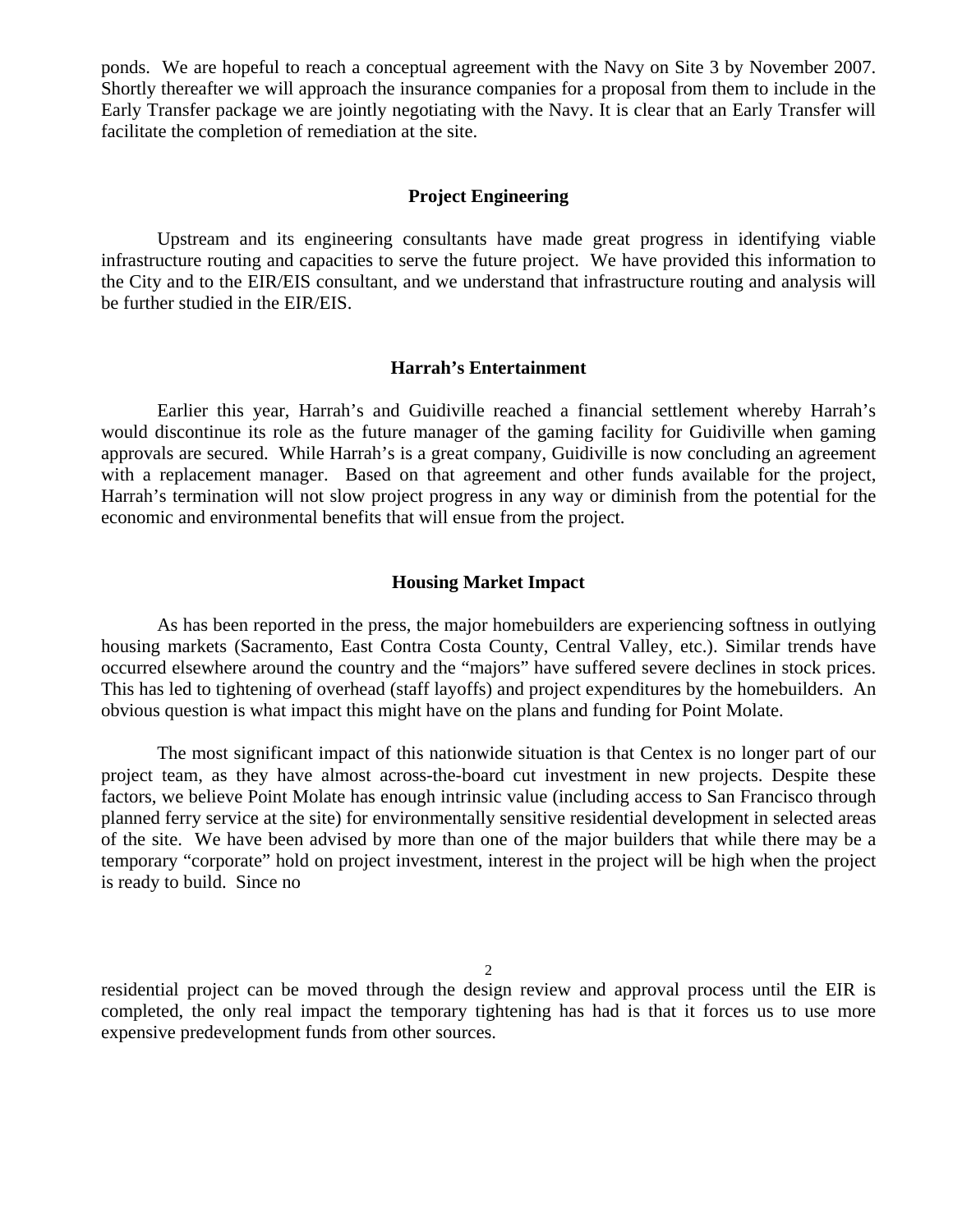ponds. We are hopeful to reach a conceptual agreement with the Navy on Site 3 by November 2007. Shortly thereafter we will approach the insurance companies for a proposal from them to include in the Early Transfer package we are jointly negotiating with the Navy. It is clear that an Early Transfer will facilitate the completion of remediation at the site.

## Project Engineering

Upstream and its engineering consultants have made great progress in identifying viable infrastructure routing and capacities to serve the future project. We have provided this information to the City and to the EIR/EIS consultant, and we understand that infrastructure routing and analysis will be further studied in the EIR/EIS.

## Harrah's Entertainment

Earlier this year, Harrah's and Guidiville reached a financial settlement whereby Harrah's would discontinue its role as the future manager of the gaming facility for Guidiville when gaming approvals are secured. While Harrah's is a great company, Guidiville is now concluding an agreement with a replacement manager. Based on that agreement and other funds available for the project, Harrah's termination will not slow project progress in any way or diminish from the potential for the economic and environmental benefits that will ensue from the project.

## Housing Market Impact

As has been reported in the press, the major homebuilders are experiencing softness in outlying housing markets (Sacramento, East Contra Costa County, Central Valley, etc.). Similar trends have occurred elsewhere around the country and the "majors" have suffered severe declines in stock prices. This has led to tightening of overhead (staff layoffs) and project expenditures by the homebuilders. An obvious question is what impact this might have on the plans and funding for Point Molate.

The most significant impact of this nationwide situation is that Centex is no longer part of our project team, as they have almost across-the-board cut investment in new projects. Despite these factors, we believe Point Molate has enough intrinsic value (including access to San Francisco through planned ferry service at the site) for environmentally sensitive residential development in selected areas of the site. We have been advised by more than one of the major builders that while there may be a temporary "corporate" hold on project investment, interest in the project will be high when the project is ready to build. Since no residential project can be moved through the design review and approval process until the EIR is completed, the only real impact the temporary tightening has had is that it forces us to use more expensive predevelopment funds from other sources.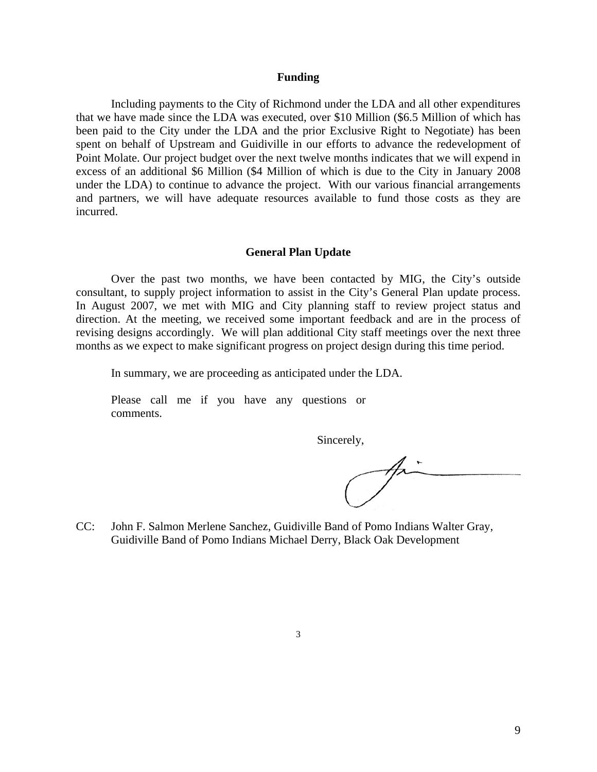## Funding

Including payments to the City of Richmond under the LDA and all other expenditures that we have made since the LDA was executed, over $10 Million ($6.5 Million of which has been paid to the City under the LDA and the prior Exclusive Right to Negotiate) has been spent on behalf of Upstream and Guidiville in our efforts to advance the redevelopment of Point Molate. Our project budget over the next twelve months indicates that we will expend in excess of an additional $6 Million ($4 Million of which is due to the City in January 2008 under the LDA) to continue to advance the project. With our various financial arrangements and partners, we will have adequate resources available to fund those costs as they are incurred.

## General Plan Update

Over the past two months, we have been contacted by MIG, the City's outside consultant, to supply project information to assist in the City's General Plan update process. In August 2007, we met with MIG and City planning staff to review project status and direction. At the meeting, we received some important feedback and are in the process of revising designs accordingly. We will plan additional City staff meetings over the next three months as we expect to make significant progress on project design during this time period.

In summary, we are proceeding as anticipated under the LDA.

Please call me if you have any questions or comments.

Sincerely,

CC: John F. Salmon Merlene Sanchez, Guidiville Band of Pomo Indians Walter Gray, Guidiville Band of Pomo Indians Michael Derry, Black Oak Development

3